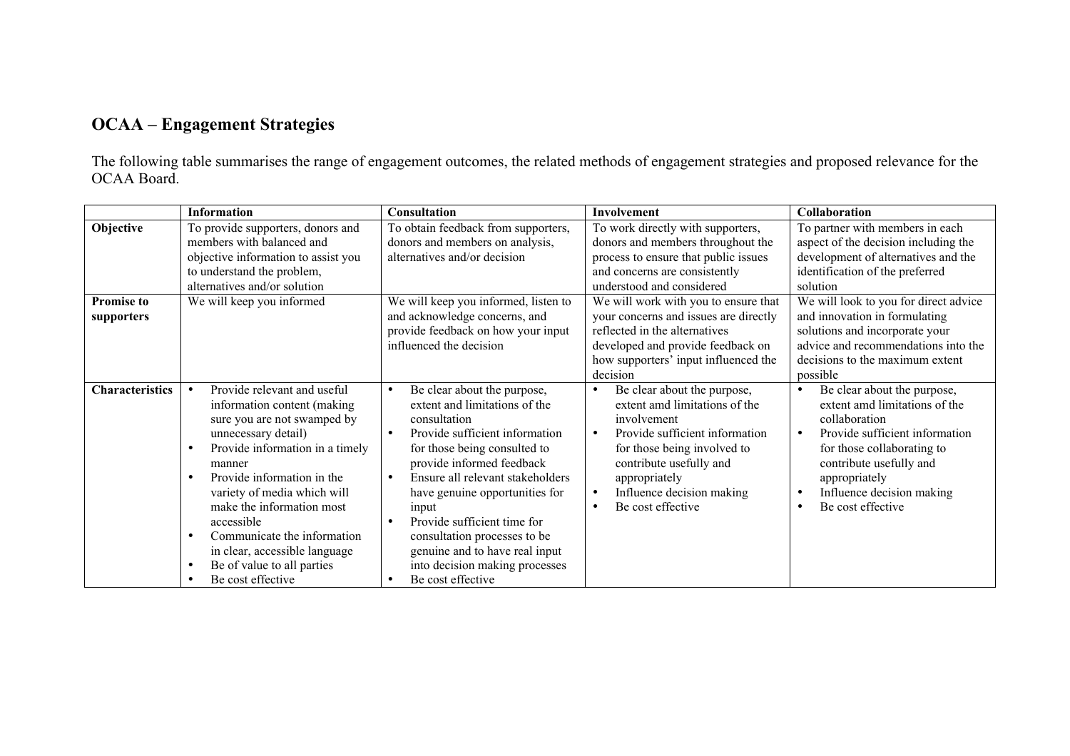## OCAA – Engagement Strategies

The following table summarises the range of engagement outcomes, the related methods of engagement strategies and proposed relevance for the OCAA Board.

| | **Information** | **Consultation** | **Involvement** | **Collaboration** |
|---|---|---|---|---|
| **Objective** | To provide supporters, donors and members with balanced and objective information to assist you to understand the problem, alternatives and/or solution | To obtain feedback from supporters, donors and members on analysis, alternatives and/or decision | To work directly with supporters, donors and members throughout the process to ensure that public issues and concerns are consistently understood and considered | To partner with members in each aspect of the decision including the development of alternatives and the identification of the preferred solution |
| **Promise to supporters** | We will keep you informed | We will keep you informed, listen to and acknowledge concerns, and provide feedback on how your input influenced the decision | We will work with you to ensure that your concerns and issues are directly reflected in the alternatives developed and provide feedback on how supporters' input influenced the decision | We will look to you for direct advice and innovation in formulating solutions and incorporate your advice and recommendations into the decisions to the maximum extent possible |
| **Characteristics** | • Provide relevant and useful information content (making sure you are not swamped by unnecessary detail)<br>• Provide information in a timely manner<br>• Provide information in the variety of media which will make the information most accessible<br>• Communicate the information in clear, accessible language<br>• Be of value to all parties<br>• Be cost effective | • Be clear about the purpose, extent and limitations of the consultation<br>• Provide sufficient information for those being consulted to provide informed feedback<br>• Ensure all relevant stakeholders have genuine opportunities for input<br>• Provide sufficient time for consultation processes to be genuine and to have real input into decision making processes<br>• Be cost effective | • Be clear about the purpose, extent amd limitations of the involvement<br>• Provide sufficient information for those being involved to contribute usefully and appropriately<br>• Influence decision making<br>• Be cost effective | • Be clear about the purpose, extent amd limitations of the collaboration<br>• Provide sufficient information for those collaborating to contribute usefully and appropriately<br>• Influence decision making<br>• Be cost effective |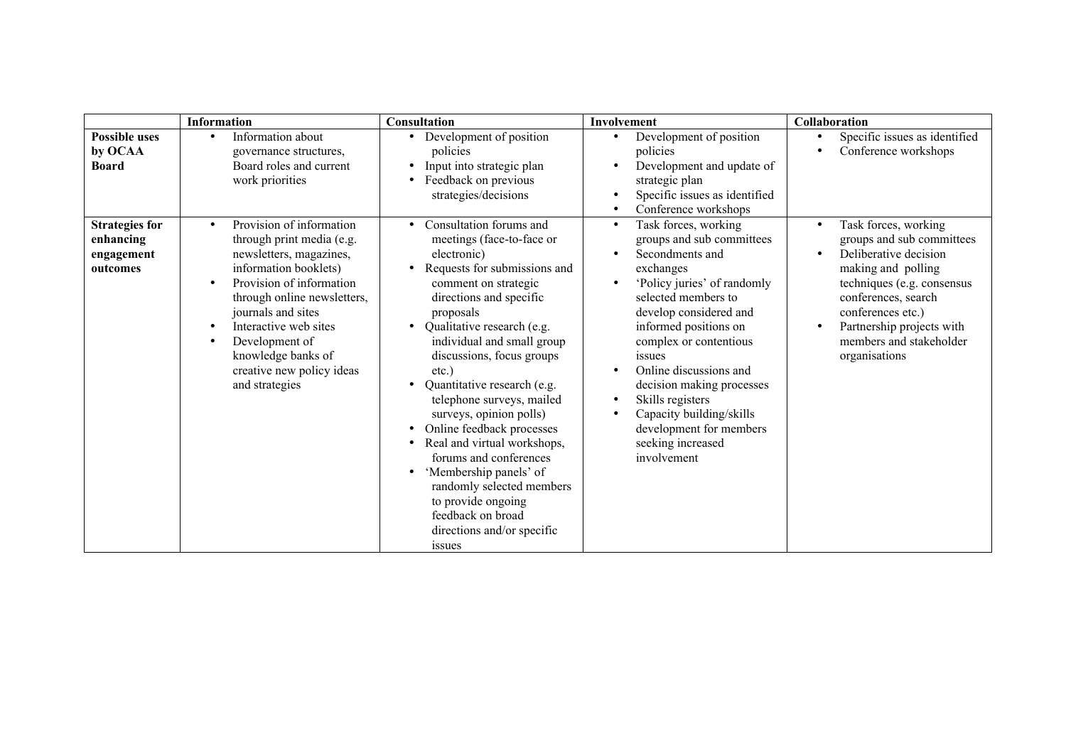| | Information | Consultation | Involvement | Collaboration |
|---|---|---|---|---|
| **Possible uses by OCAA Board** | • Information about governance structures, Board roles and current work priorities | • Development of position policies<br>• Input into strategic plan<br>• Feedback on previous strategies/decisions | • Development of position policies<br>• Development and update of strategic plan<br>• Specific issues as identified<br>• Conference workshops | • Specific issues as identified<br>• Conference workshops |
| **Strategies for enhancing engagement outcomes** | • Provision of information through print media (e.g. newsletters, magazines, information booklets)<br>• Provision of information through online newsletters, journals and sites<br>• Interactive web sites<br>• Development of knowledge banks of creative new policy ideas and strategies | • Consultation forums and meetings (face-to-face or electronic)<br>• Requests for submissions and comment on strategic directions and specific proposals<br>• Qualitative research (e.g. individual and small group discussions, focus groups etc.)<br>• Quantitative research (e.g. telephone surveys, mailed surveys, opinion polls)<br>• Online feedback processes<br>• Real and virtual workshops, forums and conferences<br>• 'Membership panels' of randomly selected members to provide ongoing feedback on broad directions and/or specific issues | • Task forces, working groups and sub committees<br>• Secondments and exchanges<br>• 'Policy juries' of randomly selected members to develop considered and informed positions on complex or contentious issues<br>• Online discussions and decision making processes<br>• Skills registers<br>• Capacity building/skills development for members seeking increased involvement | • Task forces, working groups and sub committees<br>• Deliberative decision making and polling techniques (e.g. consensus conferences, search conferences etc.)<br>• Partnership projects with members and stakeholder organisations |